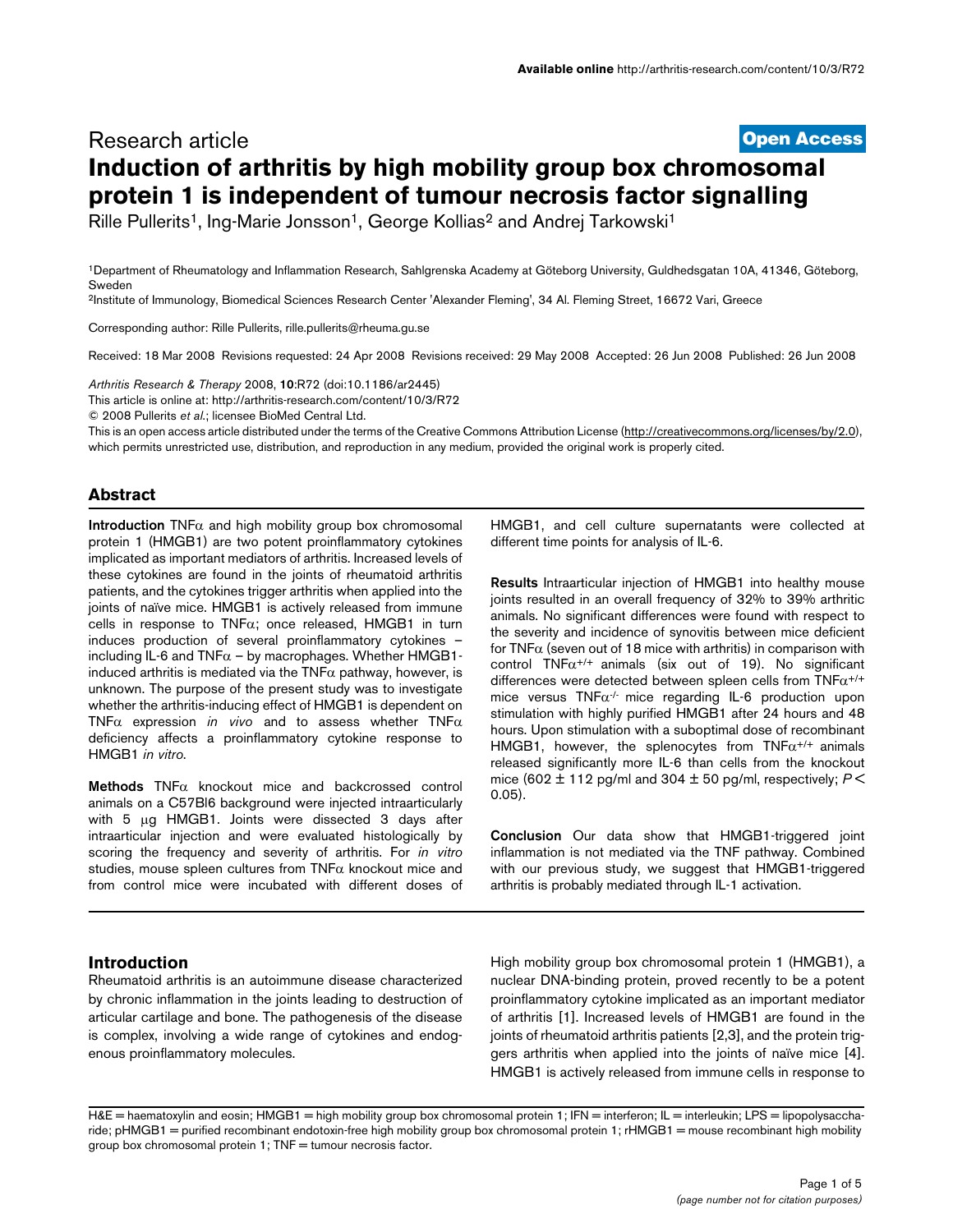Research article

**Open Access**

# Induction of arthritis by high mobility group box chromosomal protein 1 is independent of tumour necrosis factor signalling

Rille Pullerits[1], Ing-Marie Jonsson[1], George Kollias[2] and Andrej Tarkowski[1]

[1]Department of Rheumatology and Inflammation Research, Sahlgrenska Academy at Göteborg University, Guldhedsgatan 10A, 41346, Göteborg, Sweden

[2]Institute of Immunology, Biomedical Sciences Research Center 'Alexander Fleming', 34 Al. Fleming Street, 16672 Vari, Greece

Corresponding author: Rille Pullerits, rille.pullerits@rheuma.gu.se

Received: 18 Mar 2008 Revisions requested: 24 Apr 2008 Revisions received: 29 May 2008 Accepted: 26 Jun 2008 Published: 26 Jun 2008

*Arthritis Research & Therapy* 2008, **10**:R72 (doi:10.1186/ar2445)

This article is online at: http://arthritis-research.com/content/10/3/R72

© 2008 Pullerits *et al*.; licensee BioMed Central Ltd.

This is an open access article distributed under the terms of the Creative Commons Attribution License (http://creativecommons.org/licenses/by/2.0), which permits unrestricted use, distribution, and reproduction in any medium, provided the original work is properly cited.

## Abstract

**Introduction** TNFα and high mobility group box chromosomal protein 1 (HMGB1) are two potent proinflammatory cytokines implicated as important mediators of arthritis. Increased levels of these cytokines are found in the joints of rheumatoid arthritis patients, and the cytokines trigger arthritis when applied into the joints of naïve mice. HMGB1 is actively released from immune cells in response to TNFα; once released, HMGB1 in turn induces production of several proinflammatory cytokines – including IL-6 and TNFα – by macrophages. Whether HMGB1-induced arthritis is mediated via the TNFα pathway, however, is unknown. The purpose of the present study was to investigate whether the arthritis-inducing effect of HMGB1 is dependent on TNFα expression *in vivo* and to assess whether TNFα deficiency affects a proinflammatory cytokine response to HMGB1 *in vitro*.

**Methods** TNFα knockout mice and backcrossed control animals on a C57Bl6 background were injected intraarticularly with 5 μg HMGB1. Joints were dissected 3 days after intraarticular injection and were evaluated histologically by scoring the frequency and severity of arthritis. For *in vitro* studies, mouse spleen cultures from TNFα knockout mice and from control mice were incubated with different doses of HMGB1, and cell culture supernatants were collected at different time points for analysis of IL-6.

**Results** Intraarticular injection of HMGB1 into healthy mouse joints resulted in an overall frequency of 32% to 39% arthritic animals. No significant differences were found with respect to the severity and incidence of synovitis between mice deficient for TNFα (seven out of 18 mice with arthritis) in comparison with control $TNF\alpha^{+/+}$ animals (six out of 19). No significant differences were detected between spleen cells from $TNF\alpha^{+/+}$ mice versus $TNF\alpha^{-/-}$ mice regarding IL-6 production upon stimulation with highly purified HMGB1 after 24 hours and 48 hours. Upon stimulation with a suboptimal dose of recombinant HMGB1, however, the splenocytes from $TNF\alpha^{+/+}$ animals released significantly more IL-6 than cells from the knockout mice (602 ± 112 pg/ml and 304 ± 50 pg/ml, respectively; $P < 0.05$).

**Conclusion** Our data show that HMGB1-triggered joint inflammation is not mediated via the TNF pathway. Combined with our previous study, we suggest that HMGB1-triggered arthritis is probably mediated through IL-1 activation.

## Introduction

Rheumatoid arthritis is an autoimmune disease characterized by chronic inflammation in the joints leading to destruction of articular cartilage and bone. The pathogenesis of the disease is complex, involving a wide range of cytokines and endogenous proinflammatory molecules.

High mobility group box chromosomal protein 1 (HMGB1), a nuclear DNA-binding protein, proved recently to be a potent proinflammatory cytokine implicated as an important mediator of arthritis [1]. Increased levels of HMGB1 are found in the joints of rheumatoid arthritis patients [2,3], and the protein triggers arthritis when applied into the joints of naïve mice [4]. HMGB1 is actively released from immune cells in response to

H&E = haematoxylin and eosin; HMGB1 = high mobility group box chromosomal protein 1; IFN = interferon; IL = interleukin; LPS = lipopolysaccharide; pHMGB1 = purified recombinant endotoxin-free high mobility group box chromosomal protein 1; rHMGB1 = mouse recombinant high mobility group box chromosomal protein 1; TNF = tumour necrosis factor.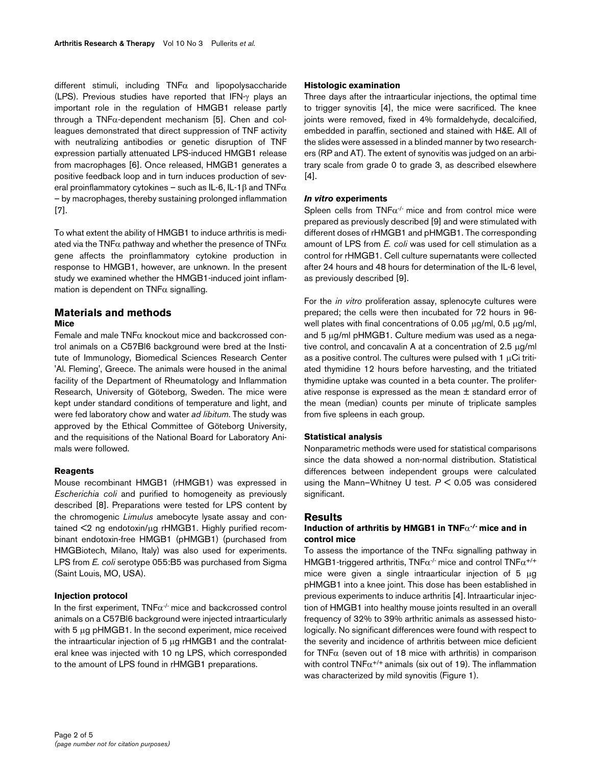different stimuli, including TNFα and lipopolysaccharide (LPS). Previous studies have reported that IFN-γ plays an important role in the regulation of HMGB1 release partly through a TNFα-dependent mechanism [5]. Chen and colleagues demonstrated that direct suppression of TNF activity with neutralizing antibodies or genetic disruption of TNF expression partially attenuated LPS-induced HMGB1 release from macrophages [6]. Once released, HMGB1 generates a positive feedback loop and in turn induces production of several proinflammatory cytokines – such as IL-6, IL-1β and TNFα – by macrophages, thereby sustaining prolonged inflammation [7].

To what extent the ability of HMGB1 to induce arthritis is mediated via the TNFα pathway and whether the presence of TNFα gene affects the proinflammatory cytokine production in response to HMGB1, however, are unknown. In the present study we examined whether the HMGB1-induced joint inflammation is dependent on TNFα signalling.

## Materials and methods

### Mice

Female and male TNFα knockout mice and backcrossed control animals on a C57Bl6 background were bred at the Institute of Immunology, Biomedical Sciences Research Center 'Al. Fleming', Greece. The animals were housed in the animal facility of the Department of Rheumatology and Inflammation Research, University of Göteborg, Sweden. The mice were kept under standard conditions of temperature and light, and were fed laboratory chow and water *ad libitum*. The study was approved by the Ethical Committee of Göteborg University, and the requisitions of the National Board for Laboratory Animals were followed.

### Reagents

Mouse recombinant HMGB1 (rHMGB1) was expressed in *Escherichia coli* and purified to homogeneity as previously described [8]. Preparations were tested for LPS content by the chromogenic *Limulus* amebocyte lysate assay and contained <2 ng endotoxin/μg rHMGB1. Highly purified recombinant endotoxin-free HMGB1 (pHMGB1) (purchased from HMGBiotech, Milano, Italy) was also used for experiments. LPS from *E. coli* serotype 055:B5 was purchased from Sigma (Saint Louis, MO, USA).

### Injection protocol

In the first experiment, $TNF\alpha^{-/-}$ mice and backcrossed control animals on a C57Bl6 background were injected intraarticularly with 5 μg pHMGB1. In the second experiment, mice received the intraarticular injection of 5 μg rHMGB1 and the contralateral knee was injected with 10 ng LPS, which corresponded to the amount of LPS found in rHMGB1 preparations.

### Histologic examination

Three days after the intraarticular injections, the optimal time to trigger synovitis [4], the mice were sacrificed. The knee joints were removed, fixed in 4% formaldehyde, decalcified, embedded in paraffin, sectioned and stained with H&E. All of the slides were assessed in a blinded manner by two researchers (RP and AT). The extent of synovitis was judged on an arbitrary scale from grade 0 to grade 3, as described elsewhere [4].

### *In vitro* experiments

Spleen cells from $TNF\alpha^{-/-}$ mice and from control mice were prepared as previously described [9] and were stimulated with different doses of rHMGB1 and pHMGB1. The corresponding amount of LPS from *E. coli* was used for cell stimulation as a control for rHMGB1. Cell culture supernatants were collected after 24 hours and 48 hours for determination of the IL-6 level, as previously described [9].

For the *in vitro* proliferation assay, splenocyte cultures were prepared; the cells were then incubated for 72 hours in 96-well plates with final concentrations of 0.05 μg/ml, 0.5 μg/ml, and 5 μg/ml pHMGB1. Culture medium was used as a negative control, and concavalin A at a concentration of 2.5 μg/ml as a positive control. The cultures were pulsed with 1 μCi tritiated thymidine 12 hours before harvesting, and the tritiated thymidine uptake was counted in a beta counter. The proliferative response is expressed as the mean ± standard error of the mean (median) counts per minute of triplicate samples from five spleens in each group.

### Statistical analysis

Nonparametric methods were used for statistical comparisons since the data showed a non-normal distribution. Statistical differences between independent groups were calculated using the Mann–Whitney U test. $P < 0.05$ was considered significant.

## Results

### Induction of arthritis by HMGB1 in $TNF\alpha^{-/-}$ mice and in control mice

To assess the importance of the TNFα signalling pathway in HMGB1-triggered arthritis, $TNF\alpha^{-/-}$ mice and control $TNF\alpha^{+/+}$ mice were given a single intraarticular injection of 5 μg pHMGB1 into a knee joint. This dose has been established in previous experiments to induce arthritis [4]. Intraarticular injection of HMGB1 into healthy mouse joints resulted in an overall frequency of 32% to 39% arthritic animals as assessed histologically. No significant differences were found with respect to the severity and incidence of arthritis between mice deficient for TNFα (seven out of 18 mice with arthritis) in comparison with control $TNF\alpha^{+/+}$ animals (six out of 19). The inflammation was characterized by mild synovitis (Figure 1).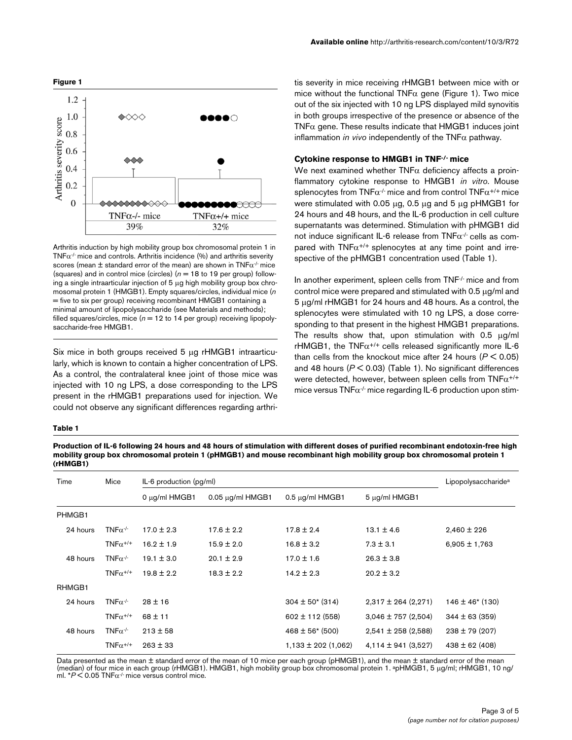**Figure 1**

Arthritis induction by high mobility group box chromosomal protein 1 in TNFα[-/-] mice and controls. Arthritis incidence (%) and arthritis severity scores (mean ± standard error of the mean) are shown in TNFα[-/-] mice (squares) and in control mice (circles) ($n$ = 18 to 19 per group) following a single intraarticular injection of 5 μg high mobility group box chromosomal protein 1 (HMGB1). Empty squares/circles, individual mice ($n$ = five to six per group) receiving recombinant HMGB1 containing a minimal amount of lipopolysaccharide (see Materials and methods); filled squares/circles, mice ($n$ = 12 to 14 per group) receiving lipopolysaccharide-free HMGB1.

Six mice in both groups received 5 μg rHMGB1 intraarticularly, which is known to contain a higher concentration of LPS. As a control, the contralateral knee joint of those mice was injected with 10 ng LPS, a dose corresponding to the LPS present in the rHMGB1 preparations used for injection. We could not observe any significant differences regarding arthritis severity in mice receiving rHMGB1 between mice with or mice without the functional TNFα gene (Figure 1). Two mice out of the six injected with 10 ng LPS displayed mild synovitis in both groups irrespective of the presence or absence of the TNFα gene. These results indicate that HMGB1 induces joint inflammation *in vivo* independently of the TNFα pathway.

### Cytokine response to HMGB1 in TNF[-/-] mice

We next examined whether TNFα deficiency affects a proinflammatory cytokine response to HMGB1 *in vitro*. Mouse splenocytes from TNFα[-/-] mice and from control TNFα[+/+] mice were stimulated with 0.05 μg, 0.5 μg and 5 μg pHMGB1 for 24 hours and 48 hours, and the IL-6 production in cell culture supernatants was determined. Stimulation with pHMGB1 did not induce significant IL-6 release from TNFα[-/-] cells as compared with TNFα[+/+] splenocytes at any time point and irrespective of the pHMGB1 concentration used (Table 1).

In another experiment, spleen cells from TNF[-/-] mice and from control mice were prepared and stimulated with 0.5 μg/ml and 5 μg/ml rHMGB1 for 24 hours and 48 hours. As a control, the splenocytes were stimulated with 10 ng LPS, a dose corresponding to that present in the highest HMGB1 preparations. The results show that, upon stimulation with 0.5 μg/ml rHMGB1, the TNFα[+/+] cells released significantly more IL-6 than cells from the knockout mice after 24 hours ($P < 0.05$) and 48 hours ($P < 0.03$) (Table 1). No significant differences were detected, however, between spleen cells from TNFα[+/+] mice versus TNFα[-/-] mice regarding IL-6 production upon stim-

**Table 1**

**Production of IL-6 following 24 hours and 48 hours of stimulation with different doses of purified recombinant endotoxin-free high mobility group box chromosomal protein 1 (pHMGB1) and mouse recombinant high mobility group box chromosomal protein 1 (rHMGB1)**

| Time | Mice | IL-6 production (pg/ml) | | | | Lipopolysaccharide[a] |
|---|---|---|---|---|---|---|
| | | 0 μg/ml HMGB1 | 0.05 μg/ml HMGB1 | 0.5 μg/ml HMGB1 | 5 μg/ml HMGB1 | |
| PHMGB1 | | | | | | |
| 24 hours | TNFα[-/-] | 17.0 ± 2.3 | 17.6 ± 2.2 | 17.8 ± 2.4 | 13.1 ± 4.6 | 2,460 ± 226 |
| | TNFα[+/+] | 16.2 ± 1.9 | 15.9 ± 2.0 | 16.8 ± 3.2 | 7.3 ± 3.1 | 6,905 ± 1,763 |
| 48 hours | TNFα[-/-] | 19.1 ± 3.0 | 20.1 ± 2.9 | 17.0 ± 1.6 | 26.3 ± 3.8 | |
| | TNFα[+/+] | 19.8 ± 2.2 | 18.3 ± 2.2 | 14.2 ± 2.3 | 20.2 ± 3.2 | |
| RHMGB1 | | | | | | |
| 24 hours | TNFα[-/-] | 28 ± 16 | | 304 ± 50* (314) | 2,317 ± 264 (2,271) | 146 ± 46* (130) |
| | TNFα[+/+] | 68 ± 11 | | 602 ± 112 (558) | 3,046 ± 757 (2,504) | 344 ± 63 (359) |
| 48 hours | TNFα[-/-] | 213 ± 58 | | 468 ± 56* (500) | 2,541 ± 258 (2,588) | 238 ± 79 (207) |
| | TNFα[+/+] | 263 ± 33 | | 1,133 ± 202 (1,062) | 4,114 ± 941 (3,527) | 438 ± 62 (408) |

Data presented as the mean ± standard error of the mean of 10 mice per each group (pHMGB1), and the mean ± standard error of the mean (median) of four mice in each group (rHMGB1). HMGB1, high mobility group box chromosomal protein 1. [a]pHMGB1, 5 μg/ml; rHMGB1, 10 ng/ml. *$P < 0.05$ TNFα[-/-] mice versus control mice.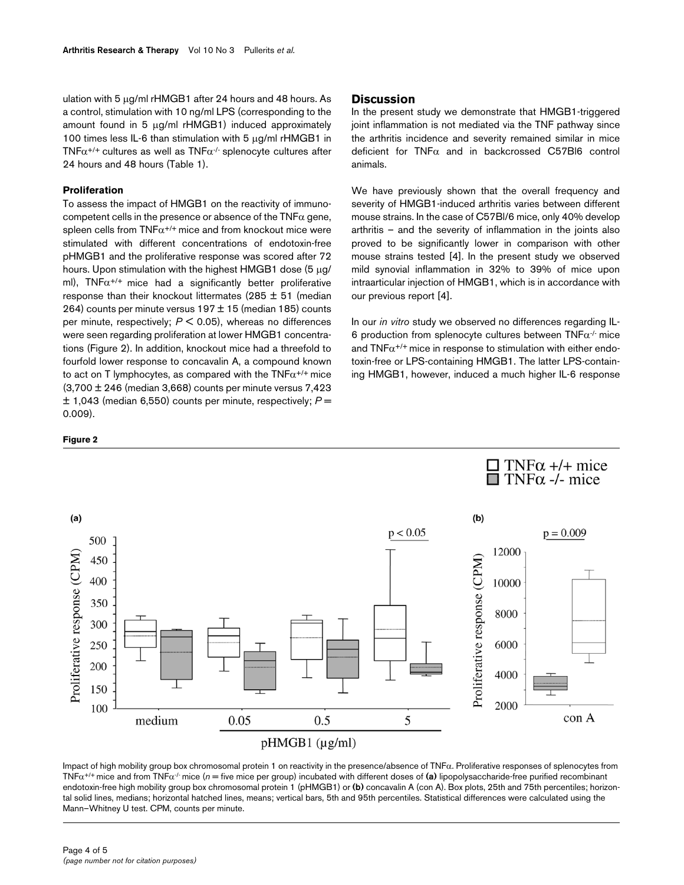ulation with 5 μg/ml rHMGB1 after 24 hours and 48 hours. As a control, stimulation with 10 ng/ml LPS (corresponding to the amount found in 5 μg/ml rHMGB1) induced approximately 100 times less IL-6 than stimulation with 5 μg/ml rHMGB1 in $TNF\alpha^{+/+}$ cultures as well as $TNF\alpha^{-/-}$ splenocyte cultures after 24 hours and 48 hours (Table 1).

### Proliferation

To assess the impact of HMGB1 on the reactivity of immunocompetent cells in the presence or absence of the TNFα gene, spleen cells from $TNF\alpha^{+/+}$ mice and from knockout mice were stimulated with different concentrations of endotoxin-free pHMGB1 and the proliferative response was scored after 72 hours. Upon stimulation with the highest HMGB1 dose (5 μg/ml), $TNF\alpha^{+/+}$ mice had a significantly better proliferative response than their knockout littermates (285 ± 51 (median 264) counts per minute versus 197 ± 15 (median 185) counts per minute, respectively; $P < 0.05$), whereas no differences were seen regarding proliferation at lower HMGB1 concentrations (Figure 2). In addition, knockout mice had a threefold to fourfold lower response to concavalin A, a compound known to act on T lymphocytes, as compared with the $TNF\alpha^{+/+}$ mice (3,700 ± 246 (median 3,668) counts per minute versus 7,423 ± 1,043 (median 6,550) counts per minute, respectively; $P = 0.009$).

## Discussion

In the present study we demonstrate that HMGB1-triggered joint inflammation is not mediated via the TNF pathway since the arthritis incidence and severity remained similar in mice deficient for TNFα and in backcrossed C57Bl6 control animals.

We have previously shown that the overall frequency and severity of HMGB1-induced arthritis varies between different mouse strains. In the case of C57Bl/6 mice, only 40% develop arthritis – and the severity of inflammation in the joints also proved to be significantly lower in comparison with other mouse strains tested [4]. In the present study we observed mild synovial inflammation in 32% to 39% of mice upon intraarticular injection of HMGB1, which is in accordance with our previous report [4].

In our *in vitro* study we observed no differences regarding IL-6 production from splenocyte cultures between $TNF\alpha^{-/-}$ mice and $TNF\alpha^{+/+}$ mice in response to stimulation with either endotoxin-free or LPS-containing HMGB1. The latter LPS-containing HMGB1, however, induced a much higher IL-6 response

**Figure 2**

Impact of high mobility group box chromosomal protein 1 on reactivity in the presence/absence of TNFα. Proliferative responses of splenocytes from $TNF\alpha^{+/+}$ mice and from $TNF\alpha^{-/-}$ mice ($n$ = five mice per group) incubated with different doses of **(a)** lipopolysaccharide-free purified recombinant endotoxin-free high mobility group box chromosomal protein 1 (pHMGB1) or **(b)** concavalin A (con A). Box plots, 25th and 75th percentiles; horizontal solid lines, medians; horizontal hatched lines, means; vertical bars, 5th and 95th percentiles. Statistical differences were calculated using the Mann–Whitney U test. CPM, counts per minute.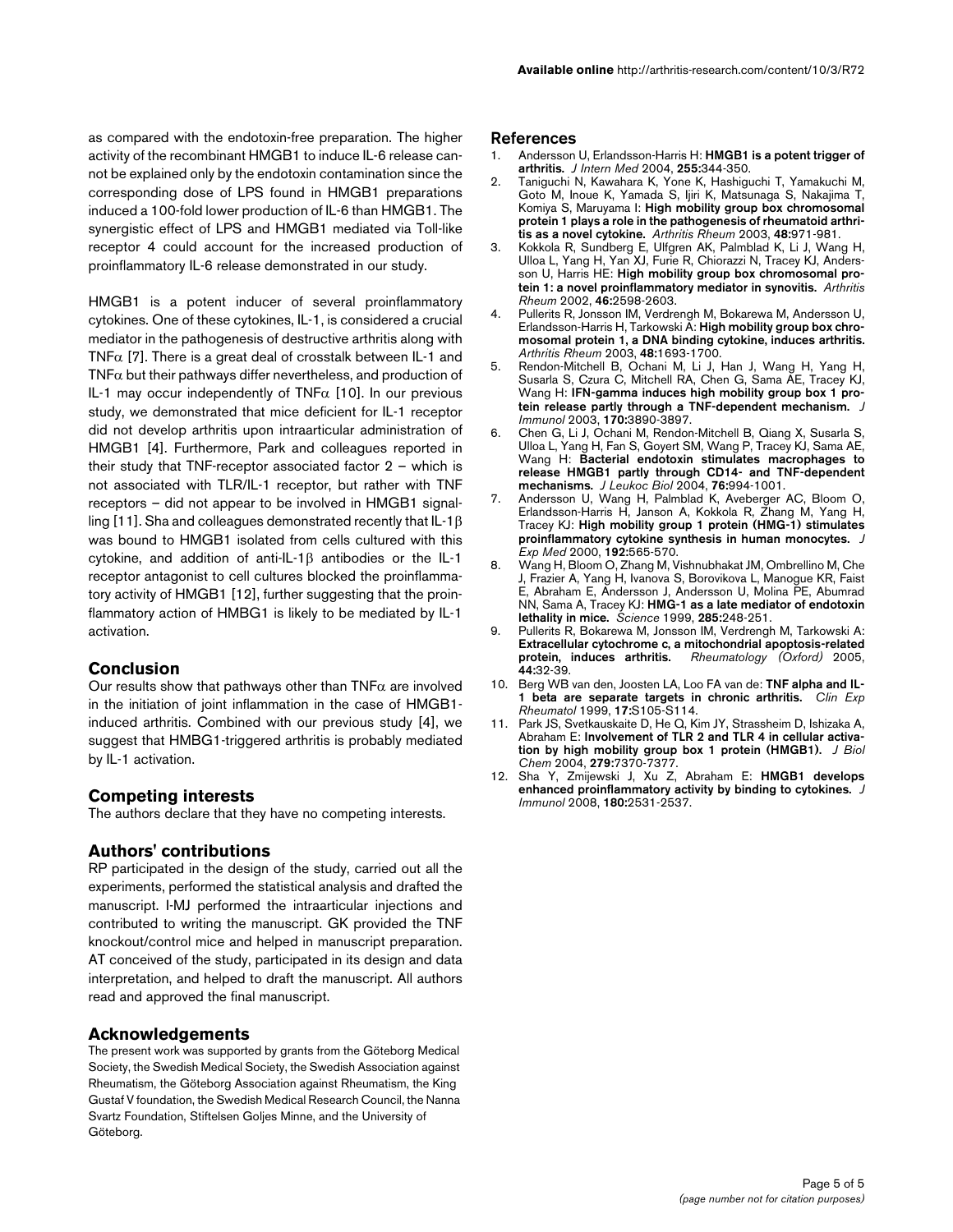as compared with the endotoxin-free preparation. The higher activity of the recombinant HMGB1 to induce IL-6 release cannot be explained only by the endotoxin contamination since the corresponding dose of LPS found in HMGB1 preparations induced a 100-fold lower production of IL-6 than HMGB1. The synergistic effect of LPS and HMGB1 mediated via Toll-like receptor 4 could account for the increased production of proinflammatory IL-6 release demonstrated in our study.

HMGB1 is a potent inducer of several proinflammatory cytokines. One of these cytokines, IL-1, is considered a crucial mediator in the pathogenesis of destructive arthritis along with TNFα [7]. There is a great deal of crosstalk between IL-1 and TNFα but their pathways differ nevertheless, and production of IL-1 may occur independently of TNFα [10]. In our previous study, we demonstrated that mice deficient for IL-1 receptor did not develop arthritis upon intraarticular administration of HMGB1 [4]. Furthermore, Park and colleagues reported in their study that TNF-receptor associated factor 2 – which is not associated with TLR/IL-1 receptor, but rather with TNF receptors – did not appear to be involved in HMGB1 signalling [11]. Sha and colleagues demonstrated recently that IL-1β was bound to HMGB1 isolated from cells cultured with this cytokine, and addition of anti-IL-1β antibodies or the IL-1 receptor antagonist to cell cultures blocked the proinflammatory activity of HMGB1 [12], further suggesting that the proinflammatory action of HMBG1 is likely to be mediated by IL-1 activation.

## Conclusion

Our results show that pathways other than TNFα are involved in the initiation of joint inflammation in the case of HMGB1-induced arthritis. Combined with our previous study [4], we suggest that HMBG1-triggered arthritis is probably mediated by IL-1 activation.

## Competing interests

The authors declare that they have no competing interests.

## Authors' contributions

RP participated in the design of the study, carried out all the experiments, performed the statistical analysis and drafted the manuscript. I-MJ performed the intraarticular injections and contributed to writing the manuscript. GK provided the TNF knockout/control mice and helped in manuscript preparation. AT conceived of the study, participated in its design and data interpretation, and helped to draft the manuscript. All authors read and approved the final manuscript.

## Acknowledgements

The present work was supported by grants from the Göteborg Medical Society, the Swedish Medical Society, the Swedish Association against Rheumatism, the Göteborg Association against Rheumatism, the King Gustaf V foundation, the Swedish Medical Research Council, the Nanna Svartz Foundation, Stiftelsen Goljes Minne, and the University of Göteborg.

## References

1. Andersson U, Erlandsson-Harris H: **HMGB1 is a potent trigger of arthritis.** *J Intern Med* 2004, **255:**344-350.
2. Taniguchi N, Kawahara K, Yone K, Hashiguchi T, Yamakuchi M, Goto M, Inoue K, Yamada S, Ijiri K, Matsunaga S, Nakajima T, Komiya S, Maruyama I: **High mobility group box chromosomal protein 1 plays a role in the pathogenesis of rheumatoid arthritis as a novel cytokine.** *Arthritis Rheum* 2003, **48:**971-981.
3. Kokkola R, Sundberg E, Ulfgren AK, Palmblad K, Li J, Wang H, Ulloa L, Yang H, Yan XJ, Furie R, Chiorazzi N, Tracey KJ, Andersson U, Harris HE: **High mobility group box chromosomal protein 1: a novel proinflammatory mediator in synovitis.** *Arthritis Rheum* 2002, **46:**2598-2603.
4. Pullerits R, Jonsson IM, Verdrengh M, Bokarewa M, Andersson U, Erlandsson-Harris H, Tarkowski A: **High mobility group box chromosomal protein 1, a DNA binding cytokine, induces arthritis.** *Arthritis Rheum* 2003, **48:**1693-1700.
5. Rendon-Mitchell B, Ochani M, Li J, Han J, Wang H, Yang H, Susarla S, Czura C, Mitchell RA, Chen G, Sama AE, Tracey KJ, Wang H: **IFN-gamma induces high mobility group box 1 protein release partly through a TNF-dependent mechanism.** *J Immunol* 2003, **170:**3890-3897.
6. Chen G, Li J, Ochani M, Rendon-Mitchell B, Qiang X, Susarla S, Ulloa L, Yang H, Fan S, Goyert SM, Wang P, Tracey KJ, Sama AE, Wang H: **Bacterial endotoxin stimulates macrophages to release HMGB1 partly through CD14- and TNF-dependent mechanisms.** *J Leukoc Biol* 2004, **76:**994-1001.
7. Andersson U, Wang H, Palmblad K, Aveberger AC, Bloom O, Erlandsson-Harris H, Janson A, Kokkola R, Zhang M, Yang H, Tracey KJ: **High mobility group 1 protein (HMG-1) stimulates proinflammatory cytokine synthesis in human monocytes.** *J Exp Med* 2000, **192:**565-570.
8. Wang H, Bloom O, Zhang M, Vishnubhakat JM, Ombrellino M, Che J, Frazier A, Yang H, Ivanova S, Borovikova L, Manogue KR, Faist E, Abraham E, Andersson J, Andersson U, Molina PE, Abumrad NN, Sama A, Tracey KJ: **HMG-1 as a late mediator of endotoxin lethality in mice.** *Science* 1999, **285:**248-251.
9. Pullerits R, Bokarewa M, Jonsson IM, Verdrengh M, Tarkowski A: **Extracellular cytochrome c, a mitochondrial apoptosis-related protein, induces arthritis.** *Rheumatology (Oxford)* 2005, **44:**32-39.
10. Berg WB van den, Joosten LA, Loo FA van de: **TNF alpha and IL-1 beta are separate targets in chronic arthritis.** *Clin Exp Rheumatol* 1999, **17:**S105-S114.
11. Park JS, Svetkauskaite D, He Q, Kim JY, Strassheim D, Ishizaka A, Abraham E: **Involvement of TLR 2 and TLR 4 in cellular activation by high mobility group box 1 protein (HMGB1).** *J Biol Chem* 2004, **279:**7370-7377.
12. Sha Y, Zmijewski J, Xu Z, Abraham E: **HMGB1 develops enhanced proinflammatory activity by binding to cytokines.** *J Immunol* 2008, **180:**2531-2537.